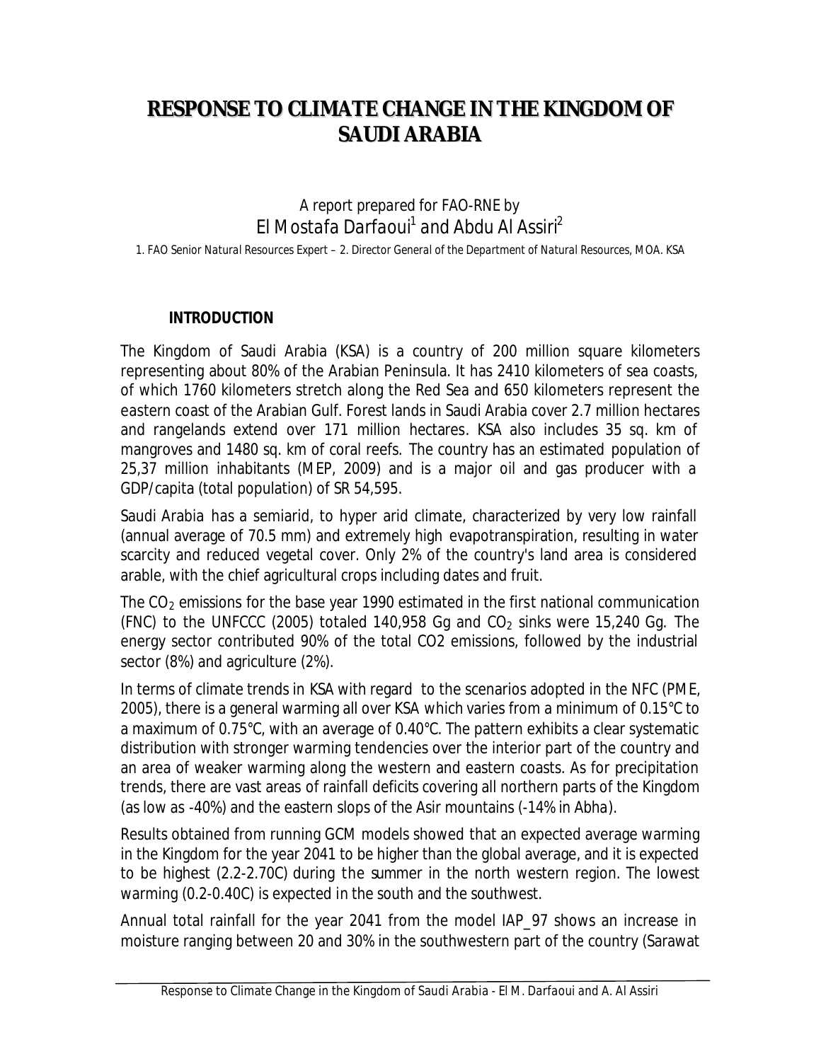# RESPONSE TO CLIMATE CHANGE IN THE KINGDOM OF SAUDI ARABIA

A report prepared for FAO-RNE by

El Mostafa Darfaoui[1] and Abdu Al Assiri[2]

1. FAO Senior Natural Resources Expert – 2. Director General of the Department of Natural Resources, MOA. KSA

## INTRODUCTION

The Kingdom of Saudi Arabia (KSA) is a country of 200 million square kilometers representing about 80% of the Arabian Peninsula. It has 2410 kilometers of sea coasts, of which 1760 kilometers stretch along the Red Sea and 650 kilometers represent the eastern coast of the Arabian Gulf. Forest lands in Saudi Arabia cover 2.7 million hectares and rangelands extend over 171 million hectares. KSA also includes 35 sq. km of mangroves and 1480 sq. km of coral reefs. The country has an estimated population of 25,37 million inhabitants (MEP, 2009) and is a major oil and gas producer with a GDP/capita (total population) of SR 54,595.

Saudi Arabia has a semiarid, to hyper arid climate, characterized by very low rainfall (annual average of 70.5 mm) and extremely high evapotranspiration, resulting in water scarcity and reduced vegetal cover. Only 2% of the country's land area is considered arable, with the chief agricultural crops including dates and fruit.

The $CO_2$ emissions for the base year 1990 estimated in the first national communication (FNC) to the UNFCCC (2005) totaled 140,958 Gg and $CO_2$ sinks were 15,240 Gg. The energy sector contributed 90% of the total CO2 emissions, followed by the industrial sector (8%) and agriculture (2%).

In terms of climate trends in KSA with regard to the scenarios adopted in the NFC (PME, 2005), there is a general warming all over KSA which varies from a minimum of 0.15°C to a maximum of 0.75°C, with an average of 0.40°C. The pattern exhibits a clear systematic distribution with stronger warming tendencies over the interior part of the country and an area of weaker warming along the western and eastern coasts. As for precipitation trends, there are vast areas of rainfall deficits covering all northern parts of the Kingdom (as low as -40%) and the eastern slops of the Asir mountains (-14% in Abha).

Results obtained from running GCM models showed that an expected average warming in the Kingdom for the year 2041 to be higher than the global average, and it is expected to be highest (2.2-2.70C) during the summer in the north western region. The lowest warming (0.2-0.40C) is expected in the south and the southwest.

Annual total rainfall for the year 2041 from the model IAP_97 shows an increase in moisture ranging between 20 and 30% in the southwestern part of the country (Sarawat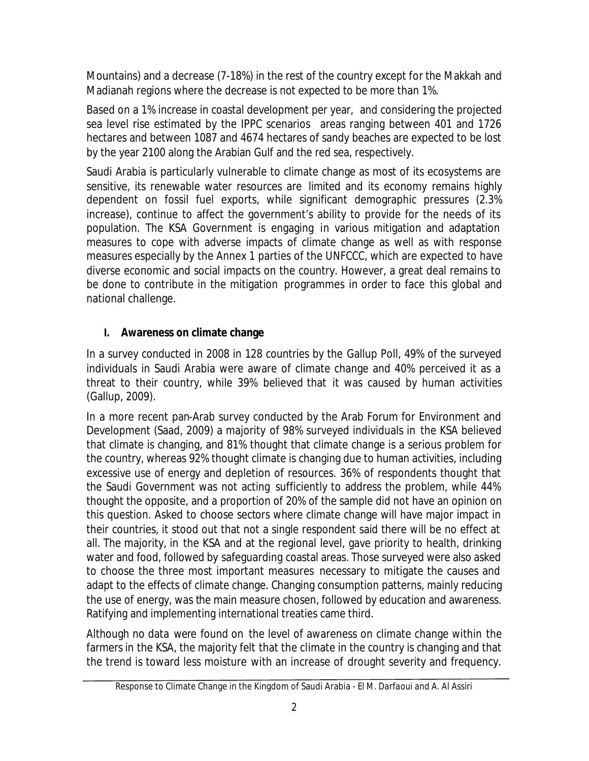Mountains) and a decrease (7-18%) in the rest of the country except for the Makkah and Madianah regions where the decrease is not expected to be more than 1%.

Based on a 1% increase in coastal development per year, and considering the projected sea level rise estimated by the IPPC scenarios areas ranging between 401 and 1726 hectares and between 1087 and 4674 hectares of sandy beaches are expected to be lost by the year 2100 along the Arabian Gulf and the red sea, respectively.

Saudi Arabia is particularly vulnerable to climate change as most of its ecosystems are sensitive, its renewable water resources are limited and its economy remains highly dependent on fossil fuel exports, while significant demographic pressures (2.3% increase), continue to affect the government's ability to provide for the needs of its population. The KSA Government is engaging in various mitigation and adaptation measures to cope with adverse impacts of climate change as well as with response measures especially by the Annex 1 parties of the UNFCCC, which are expected to have diverse economic and social impacts on the country. However, a great deal remains to be done to contribute in the mitigation programmes in order to face this global and national challenge.

## I. Awareness on climate change

In a survey conducted in 2008 in 128 countries by the Gallup Poll, 49% of the surveyed individuals in Saudi Arabia were aware of climate change and 40% perceived it as a threat to their country, while 39% believed that it was caused by human activities (Gallup, 2009).

In a more recent pan-Arab survey conducted by the Arab Forum for Environment and Development (Saad, 2009) a majority of 98% surveyed individuals in the KSA believed that climate is changing, and 81% thought that climate change is a serious problem for the country, whereas 92% thought climate is changing due to human activities, including excessive use of energy and depletion of resources. 36% of respondents thought that the Saudi Government was not acting sufficiently to address the problem, while 44% thought the opposite, and a proportion of 20% of the sample did not have an opinion on this question. Asked to choose sectors where climate change will have major impact in their countries, it stood out that not a single respondent said there will be no effect at all. The majority, in the KSA and at the regional level, gave priority to health, drinking water and food, followed by safeguarding coastal areas. Those surveyed were also asked to choose the three most important measures necessary to mitigate the causes and adapt to the effects of climate change. Changing consumption patterns, mainly reducing the use of energy, was the main measure chosen, followed by education and awareness. Ratifying and implementing international treaties came third.

Although no data were found on the level of awareness on climate change within the farmers in the KSA, the majority felt that the climate in the country is changing and that the trend is toward less moisture with an increase of drought severity and frequency.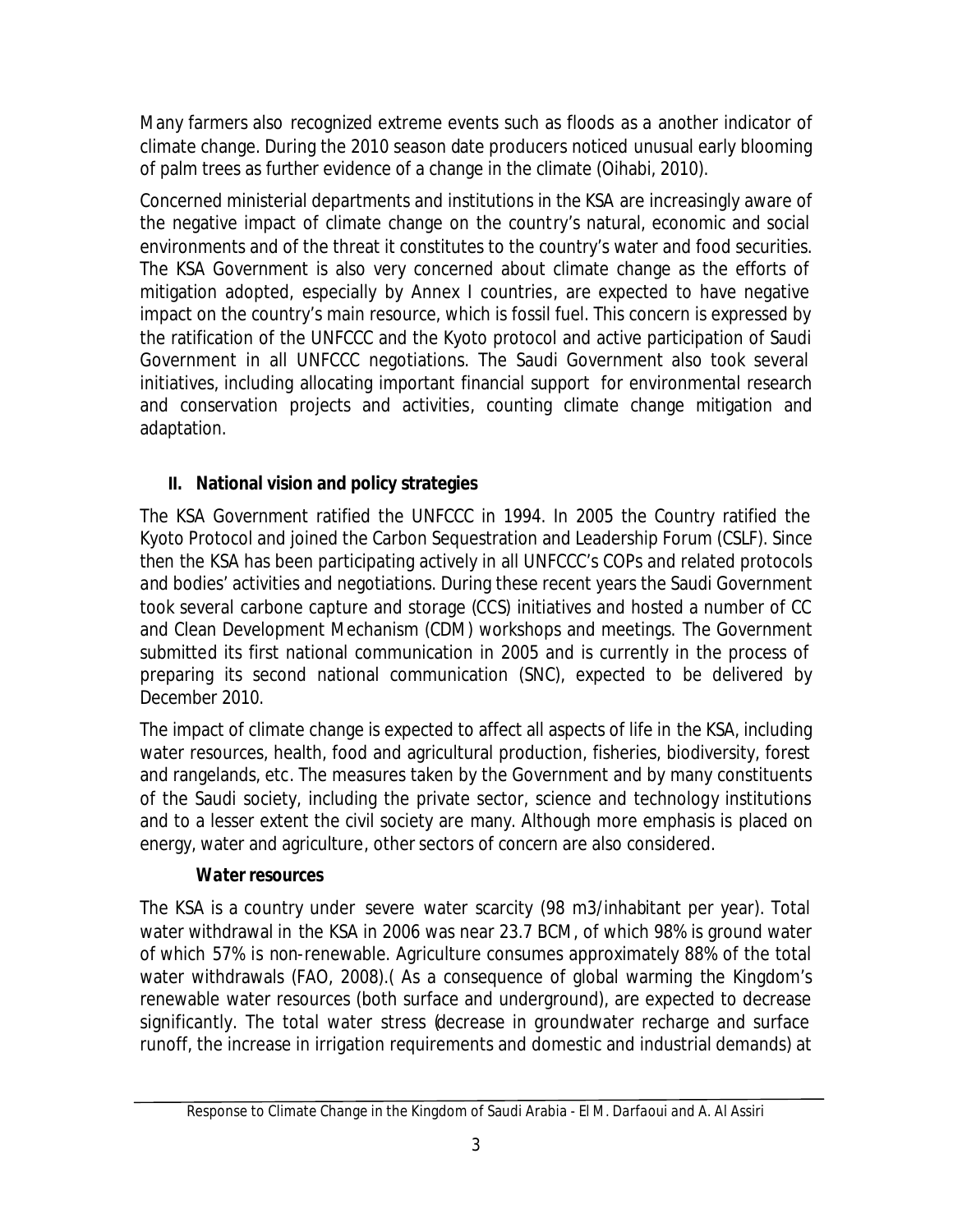Many farmers also recognized extreme events such as floods as a another indicator of climate change. During the 2010 season date producers noticed unusual early blooming of palm trees as further evidence of a change in the climate (Oihabi, 2010).

Concerned ministerial departments and institutions in the KSA are increasingly aware of the negative impact of climate change on the country's natural, economic and social environments and of the threat it constitutes to the country's water and food securities. The KSA Government is also very concerned about climate change as the efforts of mitigation adopted, especially by Annex I countries, are expected to have negative impact on the country's main resource, which is fossil fuel. This concern is expressed by the ratification of the UNFCCC and the Kyoto protocol and active participation of Saudi Government in all UNFCCC negotiations. The Saudi Government also took several initiatives, including allocating important financial support for environmental research and conservation projects and activities, counting climate change mitigation and adaptation.

## II. National vision and policy strategies

The KSA Government ratified the UNFCCC in 1994. In 2005 the Country ratified the Kyoto Protocol and joined the Carbon Sequestration and Leadership Forum (CSLF). Since then the KSA has been participating actively in all UNFCCC's COPs and related protocols and bodies' activities and negotiations. During these recent years the Saudi Government took several carbone capture and storage (CCS) initiatives and hosted a number of CC and Clean Development Mechanism (CDM) workshops and meetings. The Government submitted its first national communication in 2005 and is currently in the process of preparing its second national communication (SNC), expected to be delivered by December 2010.

The impact of climate change is expected to affect all aspects of life in the KSA, including water resources, health, food and agricultural production, fisheries, biodiversity, forest and rangelands, etc. The measures taken by the Government and by many constituents of the Saudi society, including the private sector, science and technology institutions and to a lesser extent the civil society are many. Although more emphasis is placed on energy, water and agriculture, other sectors of concern are also considered.

### *Water resources*

The KSA is a country under severe water scarcity (98 m3/inhabitant per year). Total water withdrawal in the KSA in 2006 was near 23.7 BCM, of which 98% is ground water of which 57% is non-renewable. Agriculture consumes approximately 88% of the total water withdrawals (FAO, 2008).( As a consequence of global warming the Kingdom's renewable water resources (both surface and underground), are expected to decrease significantly. The total water stress (decrease in groundwater recharge and surface runoff, the increase in irrigation requirements and domestic and industrial demands) at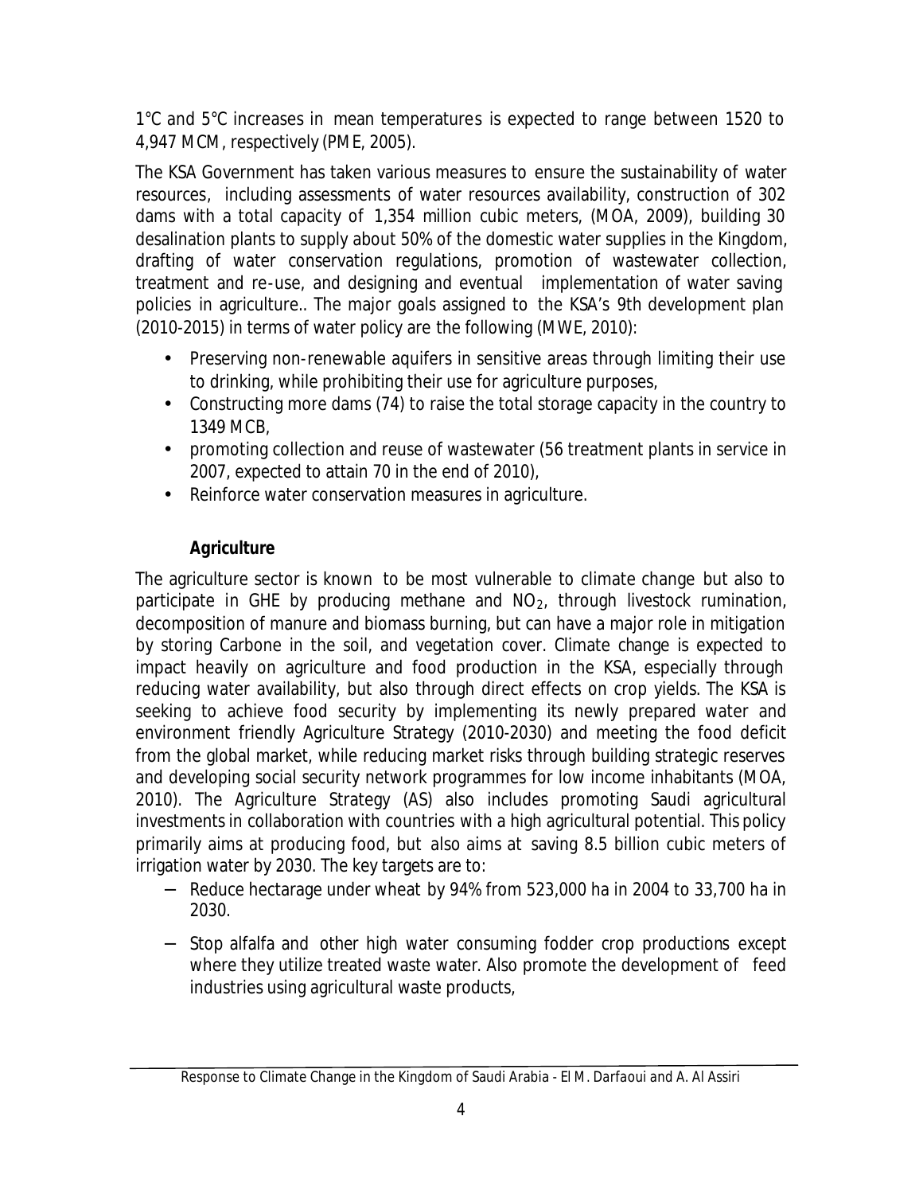1°C and 5°C increases in mean temperatures is expected to range between 1520 to 4,947 MCM, respectively (PME, 2005).

The KSA Government has taken various measures to ensure the sustainability of water resources, including assessments of water resources availability, construction of 302 dams with a total capacity of 1,354 million cubic meters, (MOA, 2009), building 30 desalination plants to supply about 50% of the domestic water supplies in the Kingdom, drafting of water conservation regulations, promotion of wastewater collection, treatment and re-use, and designing and eventual implementation of water saving policies in agriculture.. The major goals assigned to the KSA's 9th development plan (2010-2015) in terms of water policy are the following (MWE, 2010):

- Preserving non-renewable aquifers in sensitive areas through limiting their use to drinking, while prohibiting their use for agriculture purposes,
- Constructing more dams (74) to raise the total storage capacity in the country to 1349 MCB,
- promoting collection and reuse of wastewater (56 treatment plants in service in 2007, expected to attain 70 in the end of 2010),
- Reinforce water conservation measures in agriculture.

**Agriculture**

The agriculture sector is known to be most vulnerable to climate change but also to participate in GHE by producing methane and $NO_2$, through livestock rumination, decomposition of manure and biomass burning, but can have a major role in mitigation by storing Carbone in the soil, and vegetation cover. Climate change is expected to impact heavily on agriculture and food production in the KSA, especially through reducing water availability, but also through direct effects on crop yields. The KSA is seeking to achieve food security by implementing its newly prepared water and environment friendly Agriculture Strategy (2010-2030) and meeting the food deficit from the global market, while reducing market risks through building strategic reserves and developing social security network programmes for low income inhabitants (MOA, 2010). The Agriculture Strategy (AS) also includes promoting Saudi agricultural investments in collaboration with countries with a high agricultural potential. This policy primarily aims at producing food, but also aims at saving 8.5 billion cubic meters of irrigation water by 2030. The key targets are to:

- Reduce hectarage under wheat by 94% from 523,000 ha in 2004 to 33,700 ha in 2030.
- Stop alfalfa and other high water consuming fodder crop productions except where they utilize treated waste water. Also promote the development of feed industries using agricultural waste products,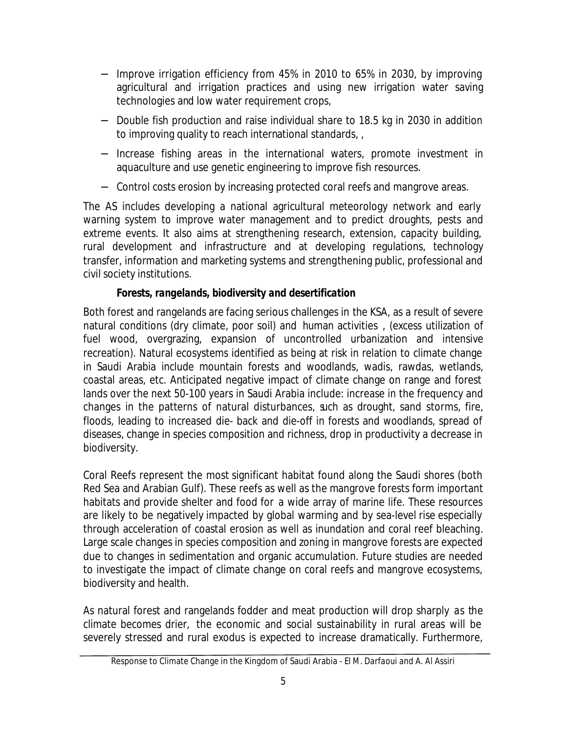- Improve irrigation efficiency from 45% in 2010 to 65% in 2030, by improving agricultural and irrigation practices and using new irrigation water saving technologies and low water requirement crops,
- Double fish production and raise individual share to 18.5 kg in 2030 in addition to improving quality to reach international standards, ,
- Increase fishing areas in the international waters, promote investment in aquaculture and use genetic engineering to improve fish resources.
- Control costs erosion by increasing protected coral reefs and mangrove areas.

The AS includes developing a national agricultural meteorology network and early warning system to improve water management and to predict droughts, pests and extreme events. It also aims at strengthening research, extension, capacity building, rural development and infrastructure and at developing regulations, technology transfer, information and marketing systems and strengthening public, professional and civil society institutions.

***Forests, rangelands, biodiversity and desertification***

Both forest and rangelands are facing serious challenges in the KSA, as a result of severe natural conditions (dry climate, poor soil) and human activities , (excess utilization of fuel wood, overgrazing, expansion of uncontrolled urbanization and intensive recreation). Natural ecosystems identified as being at risk in relation to climate change in Saudi Arabia include mountain forests and woodlands, wadis, rawdas, wetlands, coastal areas, etc. Anticipated negative impact of climate change on range and forest lands over the next 50-100 years in Saudi Arabia include: increase in the frequency and changes in the patterns of natural disturbances, such as drought, sand storms, fire, floods, leading to increased die- back and die-off in forests and woodlands, spread of diseases, change in species composition and richness, drop in productivity a decrease in biodiversity.

Coral Reefs represent the most significant habitat found along the Saudi shores (both Red Sea and Arabian Gulf). These reefs as well as the mangrove forests form important habitats and provide shelter and food for a wide array of marine life. These resources are likely to be negatively impacted by global warming and by sea-level rise especially through acceleration of coastal erosion as well as inundation and coral reef bleaching. Large scale changes in species composition and zoning in mangrove forests are expected due to changes in sedimentation and organic accumulation. Future studies are needed to investigate the impact of climate change on coral reefs and mangrove ecosystems, biodiversity and health.

As natural forest and rangelands fodder and meat production will drop sharply as the climate becomes drier, the economic and social sustainability in rural areas will be severely stressed and rural exodus is expected to increase dramatically. Furthermore,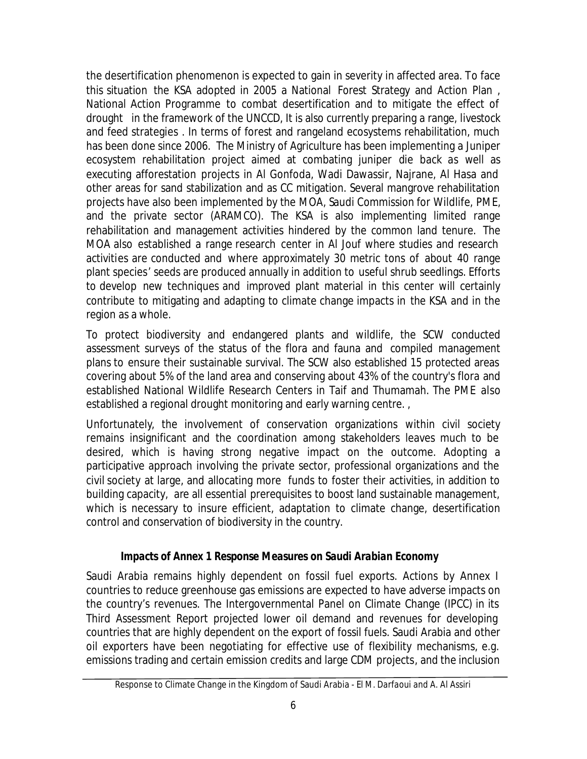the desertification phenomenon is expected to gain in severity in affected area. To face this situation the KSA adopted in 2005 a National Forest Strategy and Action Plan , National Action Programme to combat desertification and to mitigate the effect of drought in the framework of the UNCCD, It is also currently preparing a range, livestock and feed strategies . In terms of forest and rangeland ecosystems rehabilitation, much has been done since 2006. The Ministry of Agriculture has been implementing a Juniper ecosystem rehabilitation project aimed at combating juniper die back as well as executing afforestation projects in Al Gonfoda, Wadi Dawassir, Najrane, Al Hasa and other areas for sand stabilization and as CC mitigation. Several mangrove rehabilitation projects have also been implemented by the MOA, Saudi Commission for Wildlife, PME, and the private sector (ARAMCO). The KSA is also implementing limited range rehabilitation and management activities hindered by the common land tenure. The MOA also established a range research center in Al Jouf where studies and research activities are conducted and where approximately 30 metric tons of about 40 range plant species' seeds are produced annually in addition to useful shrub seedlings. Efforts to develop new techniques and improved plant material in this center will certainly contribute to mitigating and adapting to climate change impacts in the KSA and in the region as a whole.

To protect biodiversity and endangered plants and wildlife, the SCW conducted assessment surveys of the status of the flora and fauna and compiled management plans to ensure their sustainable survival. The SCW also established 15 protected areas covering about 5% of the land area and conserving about 43% of the country's flora and established National Wildlife Research Centers in Taif and Thumamah. The PME also established a regional drought monitoring and early warning centre. ,

Unfortunately, the involvement of conservation organizations within civil society remains insignificant and the coordination among stakeholders leaves much to be desired, which is having strong negative impact on the outcome. Adopting a participative approach involving the private sector, professional organizations and the civil society at large, and allocating more funds to foster their activities, in addition to building capacity, are all essential prerequisites to boost land sustainable management, which is necessary to insure efficient, adaptation to climate change, desertification control and conservation of biodiversity in the country.

## Impacts of Annex 1 Response Measures on Saudi Arabian Economy

Saudi Arabia remains highly dependent on fossil fuel exports. Actions by Annex I countries to reduce greenhouse gas emissions are expected to have adverse impacts on the country's revenues. The Intergovernmental Panel on Climate Change (IPCC) in its Third Assessment Report projected lower oil demand and revenues for developing countries that are highly dependent on the export of fossil fuels. Saudi Arabia and other oil exporters have been negotiating for effective use of flexibility mechanisms, e.g. emissions trading and certain emission credits and large CDM projects, and the inclusion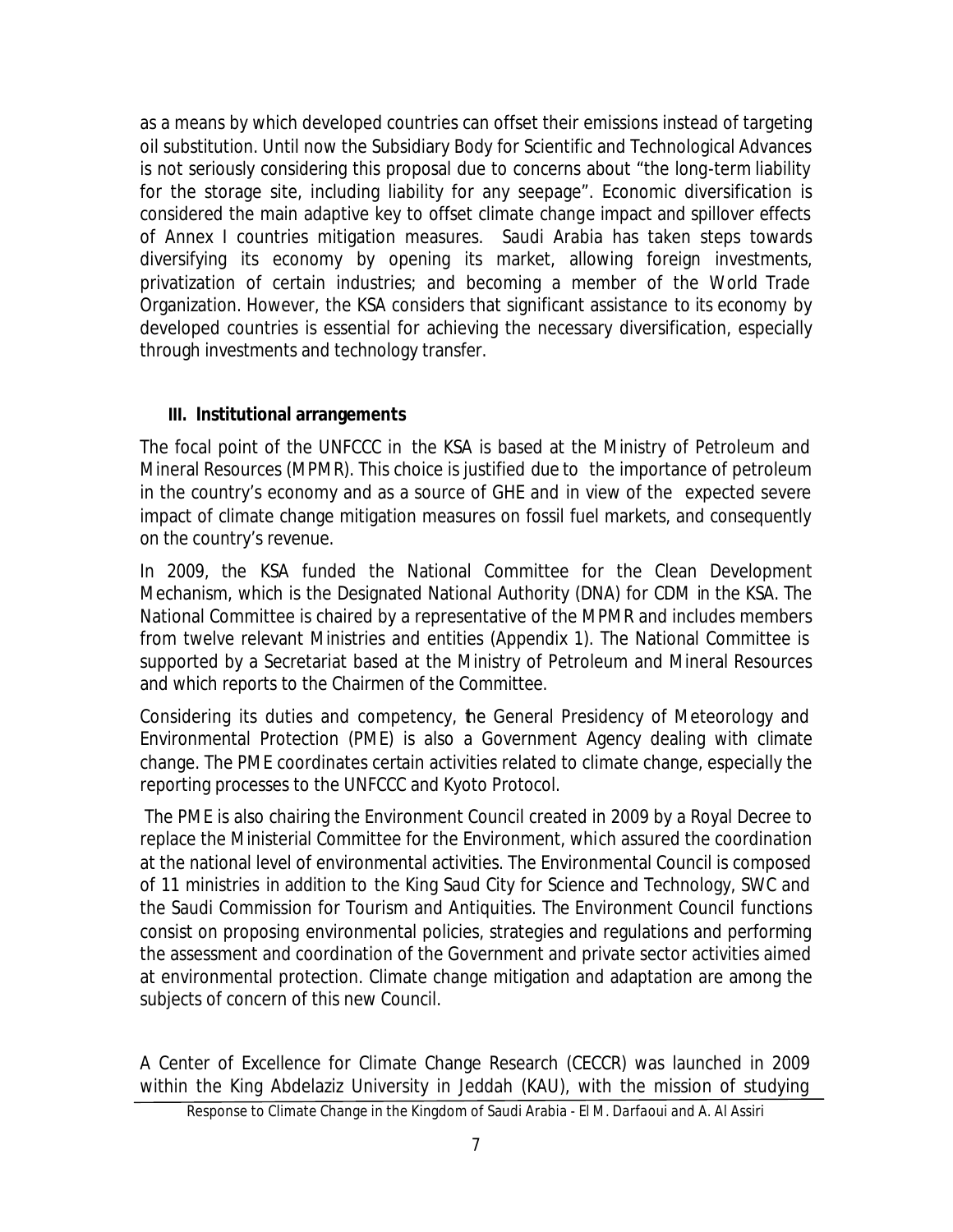as a means by which developed countries can offset their emissions instead of targeting oil substitution. Until now the Subsidiary Body for Scientific and Technological Advances is not seriously considering this proposal due to concerns about "the long-term liability for the storage site, including liability for any seepage". Economic diversification is considered the main adaptive key to offset climate change impact and spillover effects of Annex I countries mitigation measures. Saudi Arabia has taken steps towards diversifying its economy by opening its market, allowing foreign investments, privatization of certain industries; and becoming a member of the World Trade Organization. However, the KSA considers that significant assistance to its economy by developed countries is essential for achieving the necessary diversification, especially through investments and technology transfer.

## III. Institutional arrangements

The focal point of the UNFCCC in the KSA is based at the Ministry of Petroleum and Mineral Resources (MPMR). This choice is justified due to the importance of petroleum in the country's economy and as a source of GHE and in view of the expected severe impact of climate change mitigation measures on fossil fuel markets, and consequently on the country's revenue.

In 2009, the KSA funded the National Committee for the Clean Development Mechanism, which is the Designated National Authority (DNA) for CDM in the KSA. The National Committee is chaired by a representative of the MPMR and includes members from twelve relevant Ministries and entities (Appendix 1). The National Committee is supported by a Secretariat based at the Ministry of Petroleum and Mineral Resources and which reports to the Chairmen of the Committee.

Considering its duties and competency, the General Presidency of Meteorology and Environmental Protection (PME) is also a Government Agency dealing with climate change. The PME coordinates certain activities related to climate change, especially the reporting processes to the UNFCCC and Kyoto Protocol.

The PME is also chairing the Environment Council created in 2009 by a Royal Decree to replace the Ministerial Committee for the Environment, which assured the coordination at the national level of environmental activities. The Environmental Council is composed of 11 ministries in addition to the King Saud City for Science and Technology, SWC and the Saudi Commission for Tourism and Antiquities. The Environment Council functions consist on proposing environmental policies, strategies and regulations and performing the assessment and coordination of the Government and private sector activities aimed at environmental protection. Climate change mitigation and adaptation are among the subjects of concern of this new Council.

A Center of Excellence for Climate Change Research (CECCR) was launched in 2009 within the King Abdelaziz University in Jeddah (KAU), with the mission of studying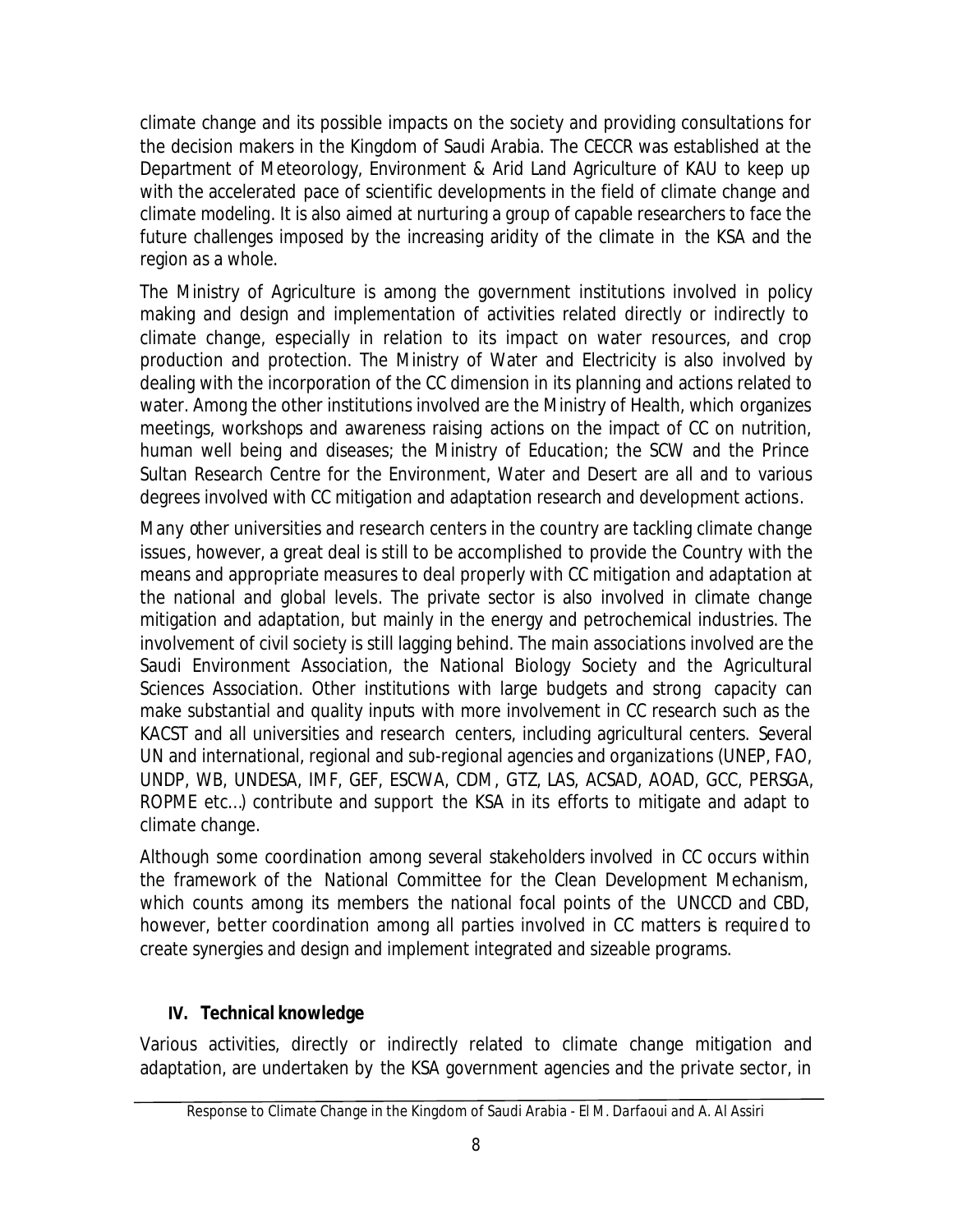climate change and its possible impacts on the society and providing consultations for the decision makers in the Kingdom of Saudi Arabia. The CECCR was established at the Department of Meteorology, Environment & Arid Land Agriculture of KAU to keep up with the accelerated pace of scientific developments in the field of climate change and climate modeling. It is also aimed at nurturing a group of capable researchers to face the future challenges imposed by the increasing aridity of the climate in the KSA and the region as a whole.

The Ministry of Agriculture is among the government institutions involved in policy making and design and implementation of activities related directly or indirectly to climate change, especially in relation to its impact on water resources, and crop production and protection. The Ministry of Water and Electricity is also involved by dealing with the incorporation of the CC dimension in its planning and actions related to water. Among the other institutions involved are the Ministry of Health, which organizes meetings, workshops and awareness raising actions on the impact of CC on nutrition, human well being and diseases; the Ministry of Education; the SCW and the Prince Sultan Research Centre for the Environment, Water and Desert are all and to various degrees involved with CC mitigation and adaptation research and development actions.

Many other universities and research centers in the country are tackling climate change issues, however, a great deal is still to be accomplished to provide the Country with the means and appropriate measures to deal properly with CC mitigation and adaptation at the national and global levels. The private sector is also involved in climate change mitigation and adaptation, but mainly in the energy and petrochemical industries. The involvement of civil society is still lagging behind. The main associations involved are the Saudi Environment Association, the National Biology Society and the Agricultural Sciences Association. Other institutions with large budgets and strong capacity can make substantial and quality inputs with more involvement in CC research such as the KACST and all universities and research centers, including agricultural centers. Several UN and international, regional and sub-regional agencies and organizations (UNEP, FAO, UNDP, WB, UNDESA, IMF, GEF, ESCWA, CDM, GTZ, LAS, ACSAD, AOAD, GCC, PERSGA, ROPME etc…) contribute and support the KSA in its efforts to mitigate and adapt to climate change.

Although some coordination among several stakeholders involved in CC occurs within the framework of the National Committee for the Clean Development Mechanism, which counts among its members the national focal points of the UNCCD and CBD, however, better coordination among all parties involved in CC matters is required to create synergies and design and implement integrated and sizeable programs.

## IV. Technical knowledge

Various activities, directly or indirectly related to climate change mitigation and adaptation, are undertaken by the KSA government agencies and the private sector, in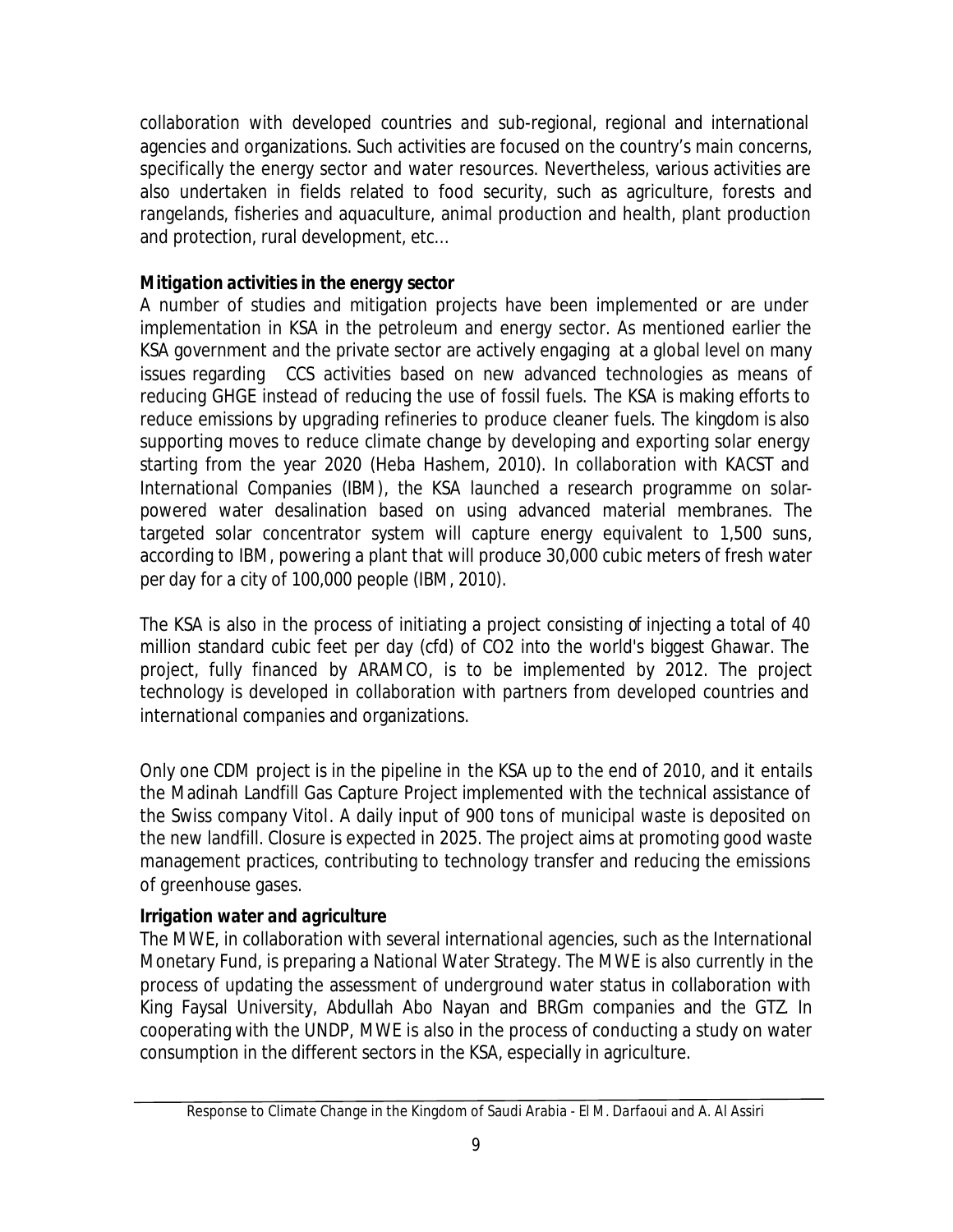collaboration with developed countries and sub-regional, regional and international agencies and organizations. Such activities are focused on the country's main concerns, specifically the energy sector and water resources. Nevertheless, various activities are also undertaken in fields related to food security, such as agriculture, forests and rangelands, fisheries and aquaculture, animal production and health, plant production and protection, rural development, etc…

***Mitigation activities in the energy sector***

A number of studies and mitigation projects have been implemented or are under implementation in KSA in the petroleum and energy sector. As mentioned earlier the KSA government and the private sector are actively engaging at a global level on many issues regarding CCS activities based on new advanced technologies as means of reducing GHGE instead of reducing the use of fossil fuels. The KSA is making efforts to reduce emissions by upgrading refineries to produce cleaner fuels. The kingdom is also supporting moves to reduce climate change by developing and exporting solar energy starting from the year 2020 (Heba Hashem, 2010). In collaboration with KACST and International Companies (IBM), the KSA launched a research programme on solar-powered water desalination based on using advanced material membranes. The targeted solar concentrator system will capture energy equivalent to 1,500 suns, according to IBM, powering a plant that will produce 30,000 cubic meters of fresh water per day for a city of 100,000 people (IBM, 2010).

The KSA is also in the process of initiating a project consisting of injecting a total of 40 million standard cubic feet per day (cfd) of $CO_2$ into the world's biggest Ghawar. The project, fully financed by ARAMCO, is to be implemented by 2012. The project technology is developed in collaboration with partners from developed countries and international companies and organizations.

Only one CDM project is in the pipeline in the KSA up to the end of 2010, and it entails the Madinah Landfill Gas Capture Project implemented with the technical assistance of the Swiss company Vitol. A daily input of 900 tons of municipal waste is deposited on the new landfill. Closure is expected in 2025. The project aims at promoting good waste management practices, contributing to technology transfer and reducing the emissions of greenhouse gases.

***Irrigation water and agriculture***

The MWE, in collaboration with several international agencies, such as the International Monetary Fund, is preparing a National Water Strategy. The MWE is also currently in the process of updating the assessment of underground water status in collaboration with King Faysal University, Abdullah Abo Nayan and BRGm companies and the GTZ. In cooperating with the UNDP, MWE is also in the process of conducting a study on water consumption in the different sectors in the KSA, especially in agriculture.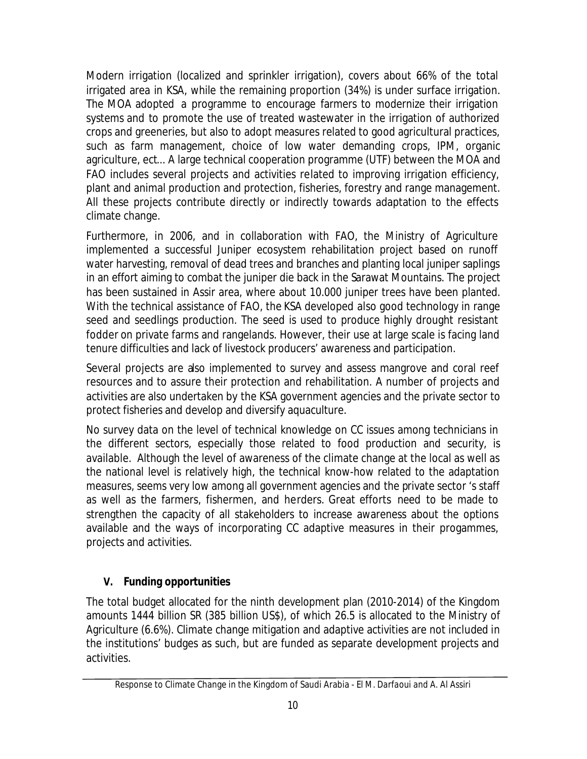Modern irrigation (localized and sprinkler irrigation), covers about 66% of the total irrigated area in KSA, while the remaining proportion (34%) is under surface irrigation. The MOA adopted a programme to encourage farmers to modernize their irrigation systems and to promote the use of treated wastewater in the irrigation of authorized crops and greeneries, but also to adopt measures related to good agricultural practices, such as farm management, choice of low water demanding crops, IPM, organic agriculture, ect... A large technical cooperation programme (UTF) between the MOA and FAO includes several projects and activities related to improving irrigation efficiency, plant and animal production and protection, fisheries, forestry and range management. All these projects contribute directly or indirectly towards adaptation to the effects climate change.

Furthermore, in 2006, and in collaboration with FAO, the Ministry of Agriculture implemented a successful Juniper ecosystem rehabilitation project based on runoff water harvesting, removal of dead trees and branches and planting local juniper saplings in an effort aiming to combat the juniper die back in the Sarawat Mountains. The project has been sustained in Assir area, where about 10.000 juniper trees have been planted. With the technical assistance of FAO, the KSA developed also good technology in range seed and seedlings production. The seed is used to produce highly drought resistant fodder on private farms and rangelands. However, their use at large scale is facing land tenure difficulties and lack of livestock producers' awareness and participation.

Several projects are also implemented to survey and assess mangrove and coral reef resources and to assure their protection and rehabilitation. A number of projects and activities are also undertaken by the KSA government agencies and the private sector to protect fisheries and develop and diversify aquaculture.

No survey data on the level of technical knowledge on CC issues among technicians in the different sectors, especially those related to food production and security, is available. Although the level of awareness of the climate change at the local as well as the national level is relatively high, the technical know-how related to the adaptation measures, seems very low among all government agencies and the private sector 's staff as well as the farmers, fishermen, and herders. Great efforts need to be made to strengthen the capacity of all stakeholders to increase awareness about the options available and the ways of incorporating CC adaptive measures in their progammes, projects and activities.

## V. Funding opportunities

The total budget allocated for the ninth development plan (2010-2014) of the Kingdom amounts 1444 billion SR (385 billion US$), of which 26.5 is allocated to the Ministry of Agriculture (6.6%). Climate change mitigation and adaptive activities are not included in the institutions' budges as such, but are funded as separate development projects and activities.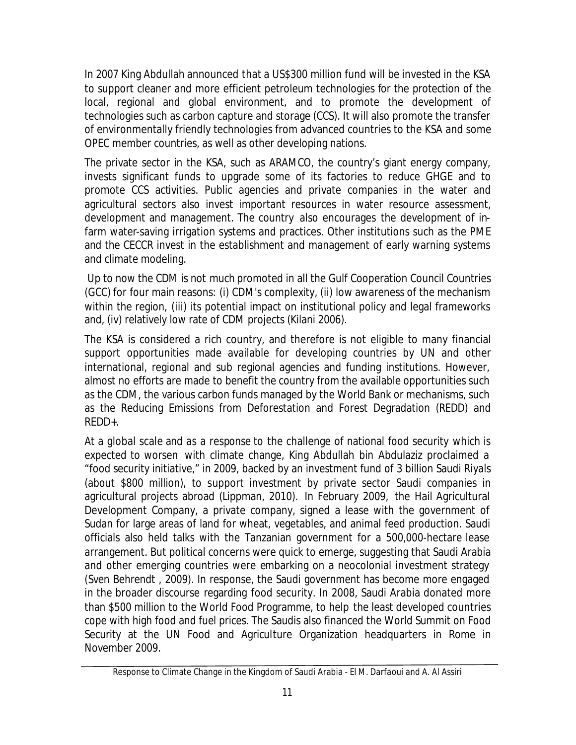In 2007 King Abdullah announced that a US$300 million fund will be invested in the KSA to support cleaner and more efficient petroleum technologies for the protection of the local, regional and global environment, and to promote the development of technologies such as carbon capture and storage (CCS). It will also promote the transfer of environmentally friendly technologies from advanced countries to the KSA and some OPEC member countries, as well as other developing nations.

The private sector in the KSA, such as ARAMCO, the country's giant energy company, invests significant funds to upgrade some of its factories to reduce GHGE and to promote CCS activities. Public agencies and private companies in the water and agricultural sectors also invest important resources in water resource assessment, development and management. The country also encourages the development of in-farm water-saving irrigation systems and practices. Other institutions such as the PME and the CECCR invest in the establishment and management of early warning systems and climate modeling.

Up to now the CDM is not much promoted in all the Gulf Cooperation Council Countries (GCC) for four main reasons: (i) CDM's complexity, (ii) low awareness of the mechanism within the region, (iii) its potential impact on institutional policy and legal frameworks and, (iv) relatively low rate of CDM projects (Kilani 2006).

The KSA is considered a rich country, and therefore is not eligible to many financial support opportunities made available for developing countries by UN and other international, regional and sub regional agencies and funding institutions. However, almost no efforts are made to benefit the country from the available opportunities such as the CDM, the various carbon funds managed by the World Bank or mechanisms, such as the Reducing Emissions from Deforestation and Forest Degradation (REDD) and REDD+.

At a global scale and as a response to the challenge of national food security which is expected to worsen with climate change, King Abdullah bin Abdulaziz proclaimed a "food security initiative," in 2009, backed by an investment fund of 3 billion Saudi Riyals (about $800 million), to support investment by private sector Saudi companies in agricultural projects abroad (Lippman, 2010). In February 2009, the Hail Agricultural Development Company, a private company, signed a lease with the government of Sudan for large areas of land for wheat, vegetables, and animal feed production. Saudi officials also held talks with the Tanzanian government for a 500,000-hectare lease arrangement. But political concerns were quick to emerge, suggesting that Saudi Arabia and other emerging countries were embarking on a neocolonial investment strategy (Sven Behrendt , 2009). In response, the Saudi government has become more engaged in the broader discourse regarding food security. In 2008, Saudi Arabia donated more than $500 million to the World Food Programme, to help the least developed countries cope with high food and fuel prices. The Saudis also financed the World Summit on Food Security at the UN Food and Agriculture Organization headquarters in Rome in November 2009.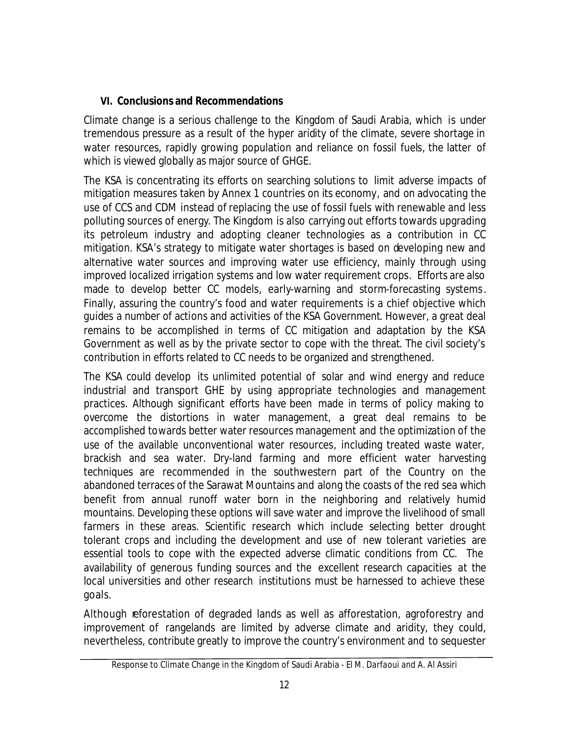## VI. Conclusions and Recommendations

Climate change is a serious challenge to the Kingdom of Saudi Arabia, which is under tremendous pressure as a result of the hyper aridity of the climate, severe shortage in water resources, rapidly growing population and reliance on fossil fuels, the latter of which is viewed globally as major source of GHGE.

The KSA is concentrating its efforts on searching solutions to limit adverse impacts of mitigation measures taken by Annex 1 countries on its economy, and on advocating the use of CCS and CDM instead of replacing the use of fossil fuels with renewable and less polluting sources of energy. The Kingdom is also carrying out efforts towards upgrading its petroleum industry and adopting cleaner technologies as a contribution in CC mitigation. KSA's strategy to mitigate water shortages is based on developing new and alternative water sources and improving water use efficiency, mainly through using improved localized irrigation systems and low water requirement crops. Efforts are also made to develop better CC models, early-warning and storm-forecasting systems. Finally, assuring the country's food and water requirements is a chief objective which guides a number of actions and activities of the KSA Government. However, a great deal remains to be accomplished in terms of CC mitigation and adaptation by the KSA Government as well as by the private sector to cope with the threat. The civil society's contribution in efforts related to CC needs to be organized and strengthened.

The KSA could develop its unlimited potential of solar and wind energy and reduce industrial and transport GHE by using appropriate technologies and management practices. Although significant efforts have been made in terms of policy making to overcome the distortions in water management, a great deal remains to be accomplished towards better water resources management and the optimization of the use of the available unconventional water resources, including treated waste water, brackish and sea water. Dry-land farming and more efficient water harvesting techniques are recommended in the southwestern part of the Country on the abandoned terraces of the Sarawat Mountains and along the coasts of the red sea which benefit from annual runoff water born in the neighboring and relatively humid mountains. Developing these options will save water and improve the livelihood of small farmers in these areas. Scientific research which include selecting better drought tolerant crops and including the development and use of new tolerant varieties are essential tools to cope with the expected adverse climatic conditions from CC. The availability of generous funding sources and the excellent research capacities at the local universities and other research institutions must be harnessed to achieve these goals.

Although reforestation of degraded lands as well as afforestation, agroforestry and improvement of rangelands are limited by adverse climate and aridity, they could, nevertheless, contribute greatly to improve the country's environment and to sequester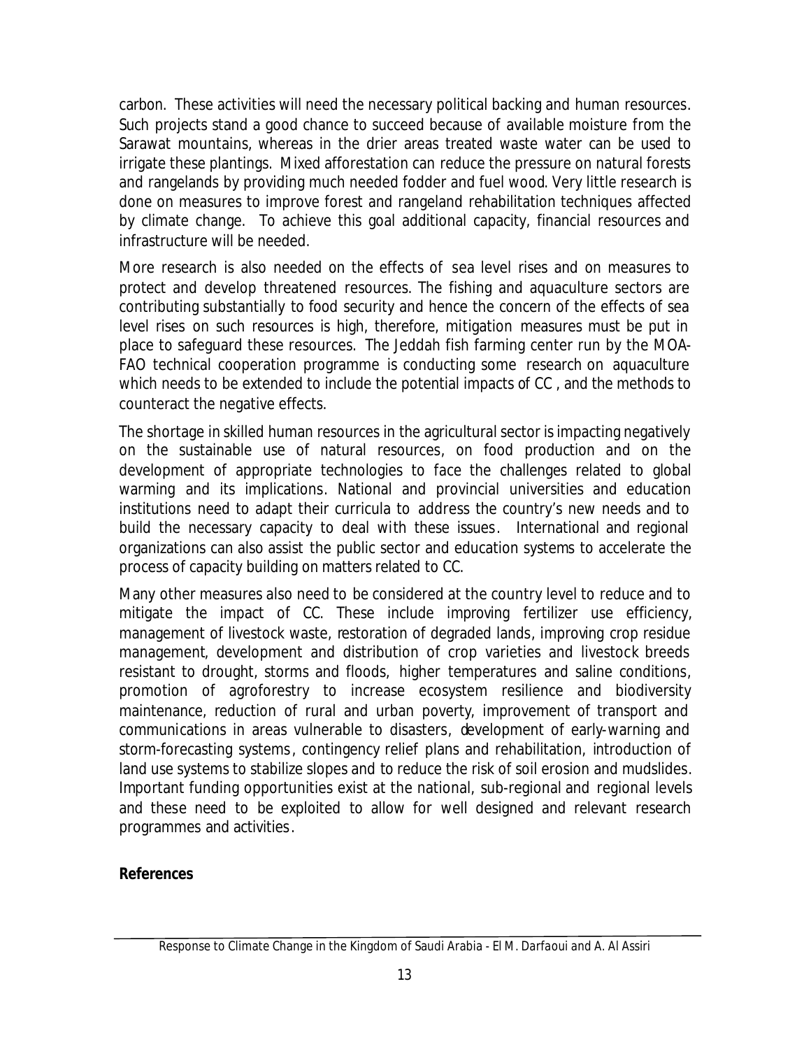carbon. These activities will need the necessary political backing and human resources. Such projects stand a good chance to succeed because of available moisture from the Sarawat mountains, whereas in the drier areas treated waste water can be used to irrigate these plantings. Mixed afforestation can reduce the pressure on natural forests and rangelands by providing much needed fodder and fuel wood. Very little research is done on measures to improve forest and rangeland rehabilitation techniques affected by climate change. To achieve this goal additional capacity, financial resources and infrastructure will be needed.

More research is also needed on the effects of sea level rises and on measures to protect and develop threatened resources. The fishing and aquaculture sectors are contributing substantially to food security and hence the concern of the effects of sea level rises on such resources is high, therefore, mitigation measures must be put in place to safeguard these resources. The Jeddah fish farming center run by the MOA-FAO technical cooperation programme is conducting some research on aquaculture which needs to be extended to include the potential impacts of CC , and the methods to counteract the negative effects.

The shortage in skilled human resources in the agricultural sector is impacting negatively on the sustainable use of natural resources, on food production and on the development of appropriate technologies to face the challenges related to global warming and its implications. National and provincial universities and education institutions need to adapt their curricula to address the country's new needs and to build the necessary capacity to deal with these issues. International and regional organizations can also assist the public sector and education systems to accelerate the process of capacity building on matters related to CC.

Many other measures also need to be considered at the country level to reduce and to mitigate the impact of CC. These include improving fertilizer use efficiency, management of livestock waste, restoration of degraded lands, improving crop residue management, development and distribution of crop varieties and livestock breeds resistant to drought, storms and floods, higher temperatures and saline conditions, promotion of agroforestry to increase ecosystem resilience and biodiversity maintenance, reduction of rural and urban poverty, improvement of transport and communications in areas vulnerable to disasters, development of early-warning and storm-forecasting systems, contingency relief plans and rehabilitation, introduction of land use systems to stabilize slopes and to reduce the risk of soil erosion and mudslides. Important funding opportunities exist at the national, sub-regional and regional levels and these need to be exploited to allow for well designed and relevant research programmes and activities.

**References**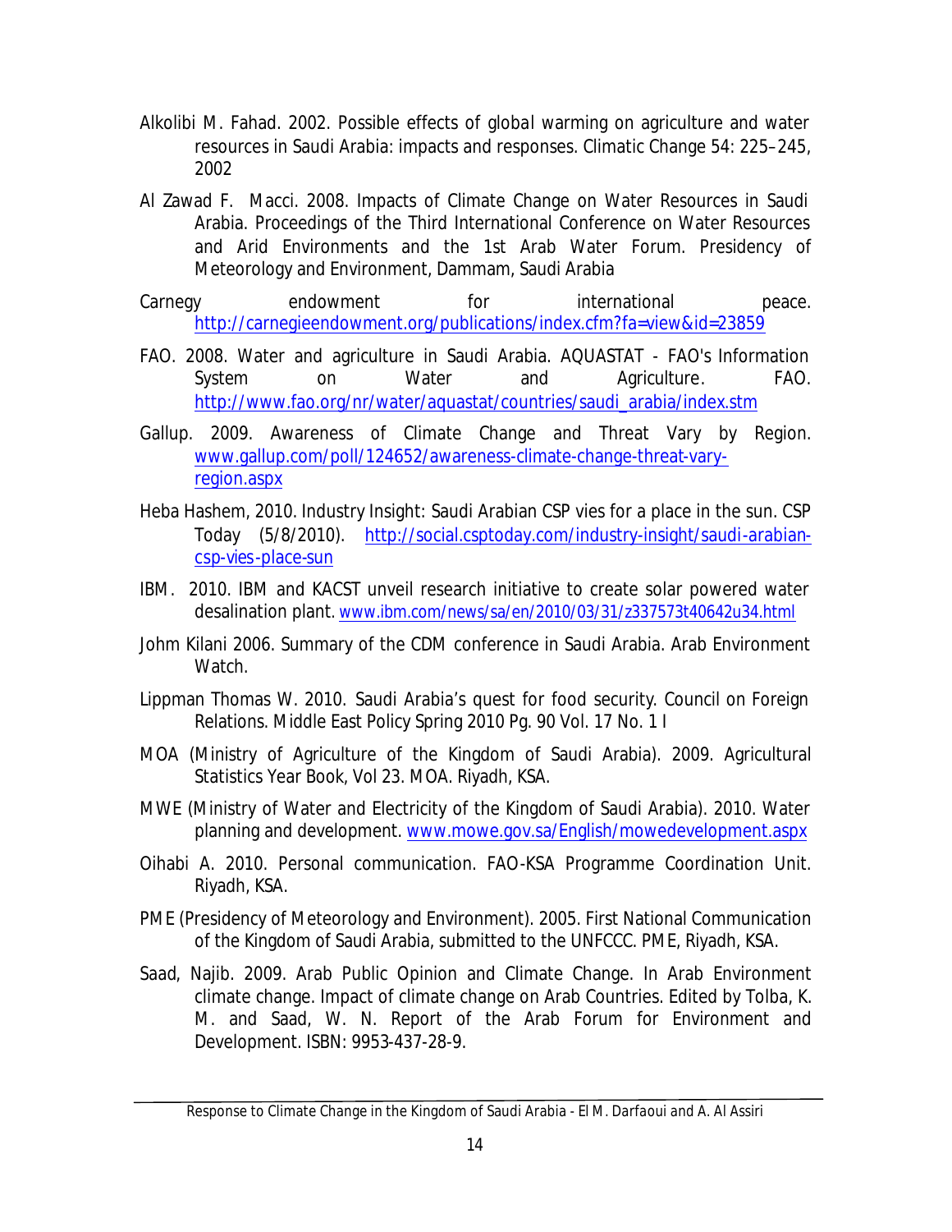Alkolibi M. Fahad. 2002. Possible effects of global warming on agriculture and water resources in Saudi Arabia: impacts and responses. Climatic Change 54: 225–245, 2002

Al Zawad F. Macci. 2008. Impacts of Climate Change on Water Resources in Saudi Arabia. Proceedings of the Third International Conference on Water Resources and Arid Environments and the 1st Arab Water Forum. Presidency of Meteorology and Environment, Dammam, Saudi Arabia

Carnegy endowment for international peace. http://carnegieendowment.org/publications/index.cfm?fa=view&id=23859

FAO. 2008. Water and agriculture in Saudi Arabia. AQUASTAT - FAO's Information System on Water and Agriculture. FAO. http://www.fao.org/nr/water/aquastat/countries/saudi_arabia/index.stm

Gallup. 2009. Awareness of Climate Change and Threat Vary by Region. www.gallup.com/poll/124652/awareness-climate-change-threat-vary-region.aspx

Heba Hashem, 2010. Industry Insight: Saudi Arabian CSP vies for a place in the sun. CSP Today (5/8/2010). http://social.csptoday.com/industry-insight/saudi-arabian-csp-vies-place-sun

IBM. 2010. IBM and KACST unveil research initiative to create solar powered water desalination plant. www.ibm.com/news/sa/en/2010/03/31/z337573t40642u34.html

Johm Kilani 2006. Summary of the CDM conference in Saudi Arabia. Arab Environment Watch.

Lippman Thomas W. 2010. Saudi Arabia's quest for food security. Council on Foreign Relations. Middle East Policy Spring 2010 Pg. 90 Vol. 17 No. 1 I

MOA (Ministry of Agriculture of the Kingdom of Saudi Arabia). 2009. Agricultural Statistics Year Book, Vol 23. MOA. Riyadh, KSA.

MWE (Ministry of Water and Electricity of the Kingdom of Saudi Arabia). 2010. Water planning and development. www.mowe.gov.sa/English/mowedevelopment.aspx

Oihabi A. 2010. Personal communication. FAO-KSA Programme Coordination Unit. Riyadh, KSA.

PME (Presidency of Meteorology and Environment). 2005. First National Communication of the Kingdom of Saudi Arabia, submitted to the UNFCCC. PME, Riyadh, KSA.

Saad, Najib. 2009. Arab Public Opinion and Climate Change. In Arab Environment climate change. Impact of climate change on Arab Countries. Edited by Tolba, K. M. and Saad, W. N. Report of the Arab Forum for Environment and Development. ISBN: 9953-437-28-9.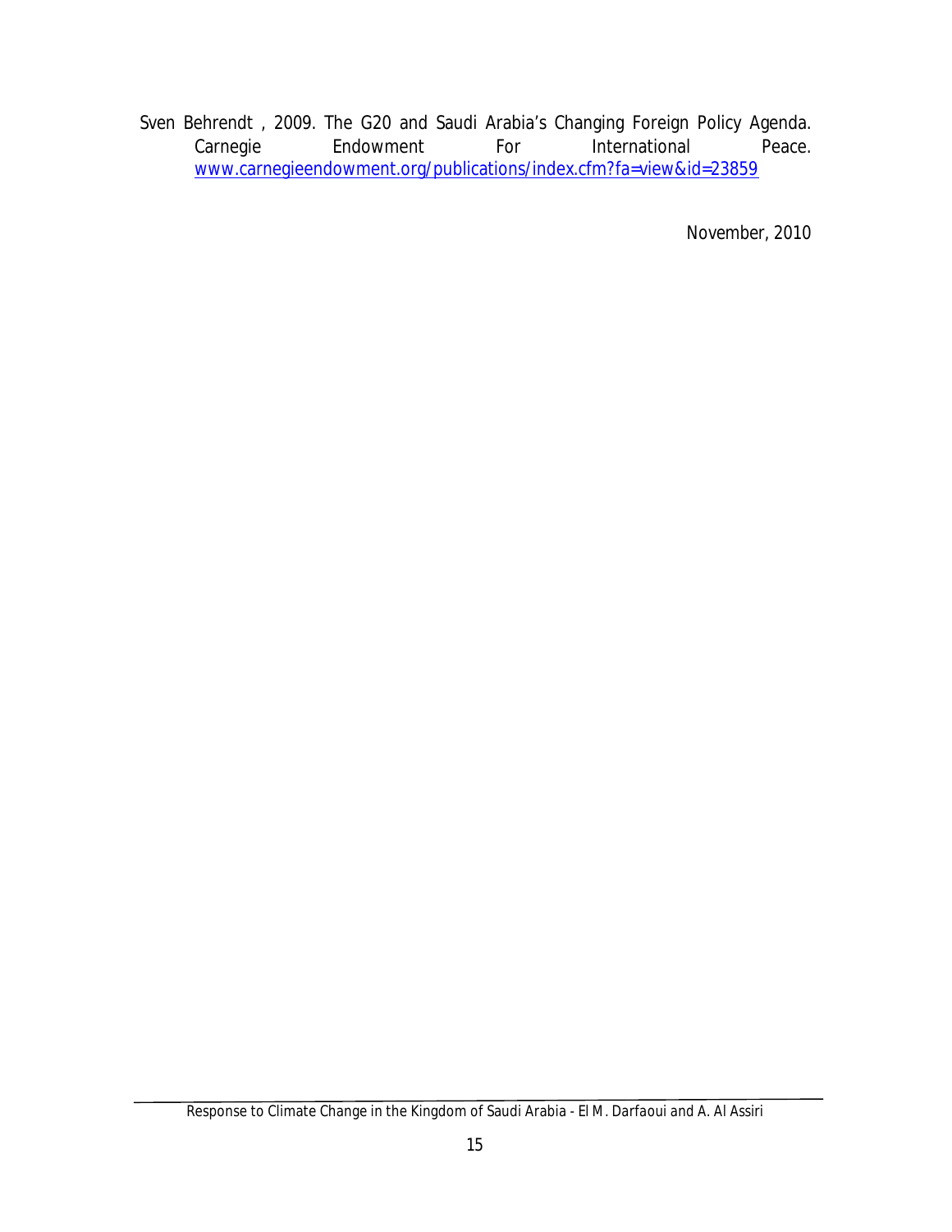Sven Behrendt , 2009. The G20 and Saudi Arabia's Changing Foreign Policy Agenda. Carnegie Endowment For International Peace. www.carnegieendowment.org/publications/index.cfm?fa=view&id=23859

November, 2010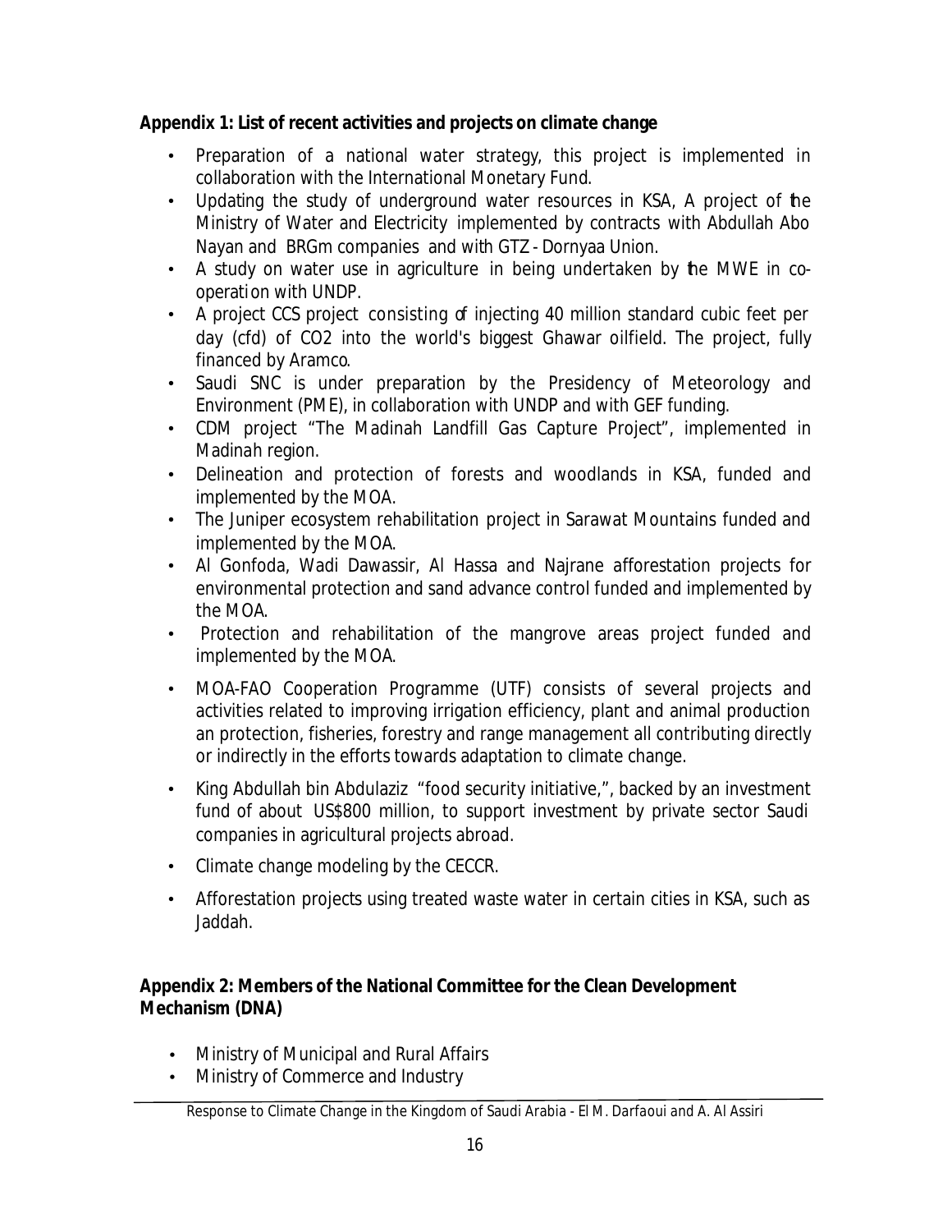**Appendix 1: List of recent activities and projects on climate change**

- Preparation of a national water strategy, this project is implemented in collaboration with the International Monetary Fund.
- Updating the study of underground water resources in KSA, A project of the Ministry of Water and Electricity implemented by contracts with Abdullah Abo Nayan and BRGm companies and with GTZ - Dornyaa Union.
- A study on water use in agriculture in being undertaken by the MWE in co-operation with UNDP.
- A project CCS project consisting of injecting 40 million standard cubic feet per day (cfd) of $CO_2$ into the world's biggest Ghawar oilfield. The project, fully financed by Aramco.
- Saudi SNC is under preparation by the Presidency of Meteorology and Environment (PME), in collaboration with UNDP and with GEF funding.
- CDM project "The Madinah Landfill Gas Capture Project", implemented in Madinah region.
- Delineation and protection of forests and woodlands in KSA, funded and implemented by the MOA.
- The Juniper ecosystem rehabilitation project in Sarawat Mountains funded and implemented by the MOA.
- Al Gonfoda, Wadi Dawassir, Al Hassa and Najrane afforestation projects for environmental protection and sand advance control funded and implemented by the MOA.
- Protection and rehabilitation of the mangrove areas project funded and implemented by the MOA.
- MOA-FAO Cooperation Programme (UTF) consists of several projects and activities related to improving irrigation efficiency, plant and animal production an protection, fisheries, forestry and range management all contributing directly or indirectly in the efforts towards adaptation to climate change.
- King Abdullah bin Abdulaziz "food security initiative,", backed by an investment fund of about US$800 million, to support investment by private sector Saudi companies in agricultural projects abroad.
- Climate change modeling by the CECCR.
- Afforestation projects using treated waste water in certain cities in KSA, such as Jaddah.

**Appendix 2: Members of the National Committee for the Clean Development Mechanism (DNA)**

- Ministry of Municipal and Rural Affairs
- Ministry of Commerce and Industry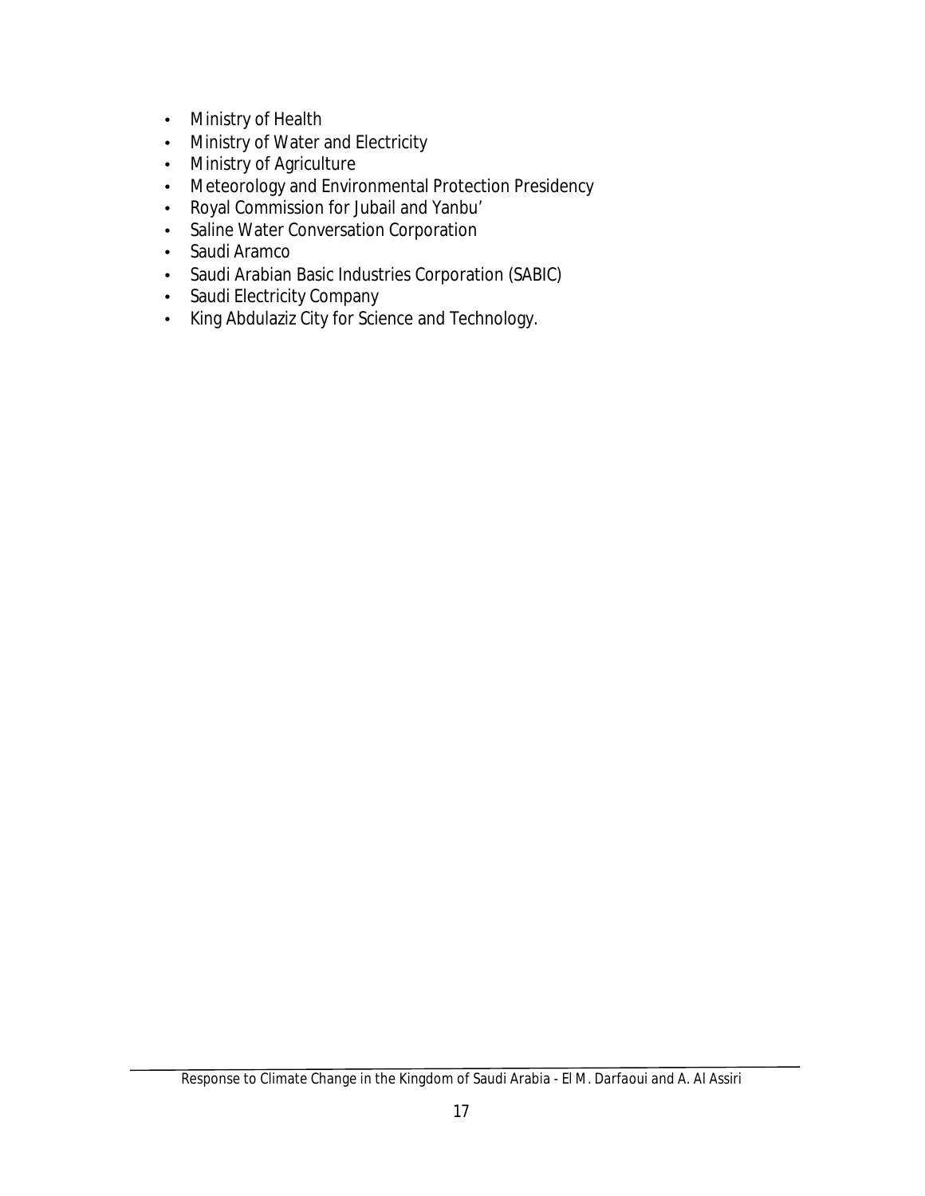- Ministry of Health
- Ministry of Water and Electricity
- Ministry of Agriculture
- Meteorology and Environmental Protection Presidency
- Royal Commission for Jubail and Yanbu'
- Saline Water Conversation Corporation
- Saudi Aramco
- Saudi Arabian Basic Industries Corporation (SABIC)
- Saudi Electricity Company
- King Abdulaziz City for Science and Technology.